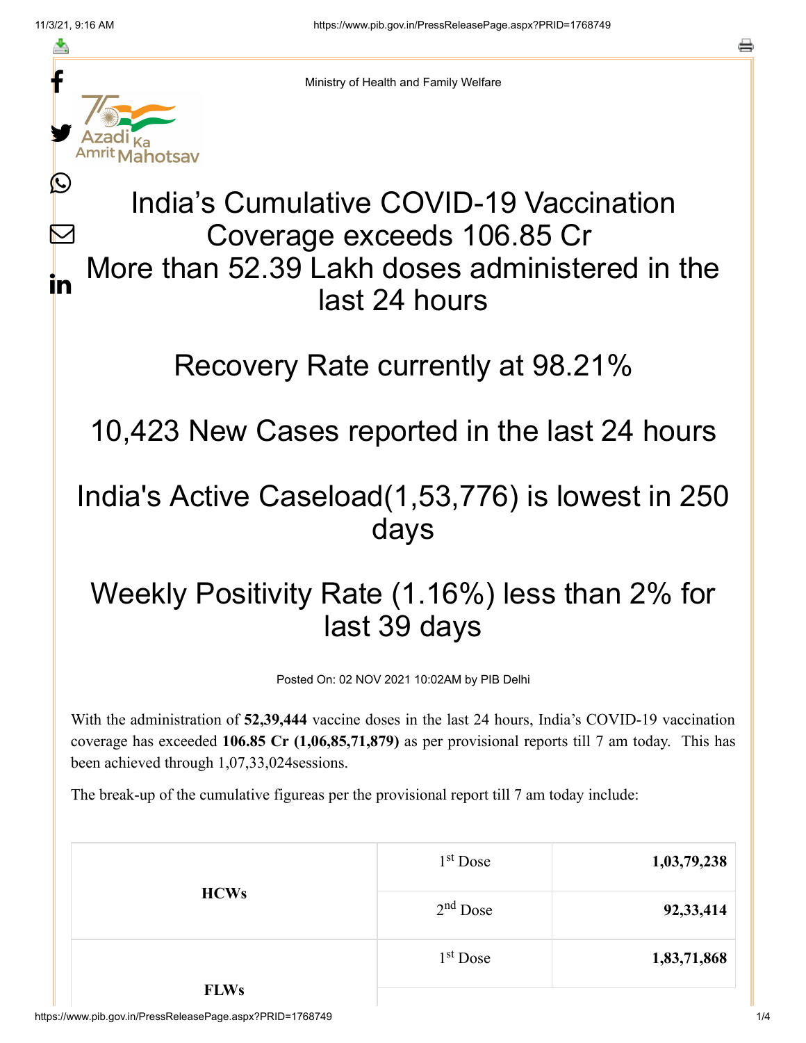Ministry of Health and Family Welfare

# India's Cumulative COVID-19 Vaccination Coverage exceeds 106.85 Cr

# More than 52.39 Lakh doses administered in the last 24 hours

## Recovery Rate currently at 98.21%

## 10,423 New Cases reported in the last 24 hours

## India's Active Caseload(1,53,776) is lowest in 250 days

## Weekly Positivity Rate (1.16%) less than 2% for last 39 days

Posted On: 02 NOV 2021 10:02AM by PIB Delhi

With the administration of **52,39,444** vaccine doses in the last 24 hours, India's COVID-19 vaccination coverage has exceeded **106.85 Cr (1,06,85,71,879)** as per provisional reports till 7 am today. This has been achieved through 1,07,33,024sessions.

The break-up of the cumulative figureas per the provisional report till 7 am today include:

| | | |
|---|---|---|
| **HCWs** | 1st Dose | **1,03,79,238** |
| | 2nd Dose | **92,33,414** |
| **FLWs** | 1st Dose | **1,83,71,868** |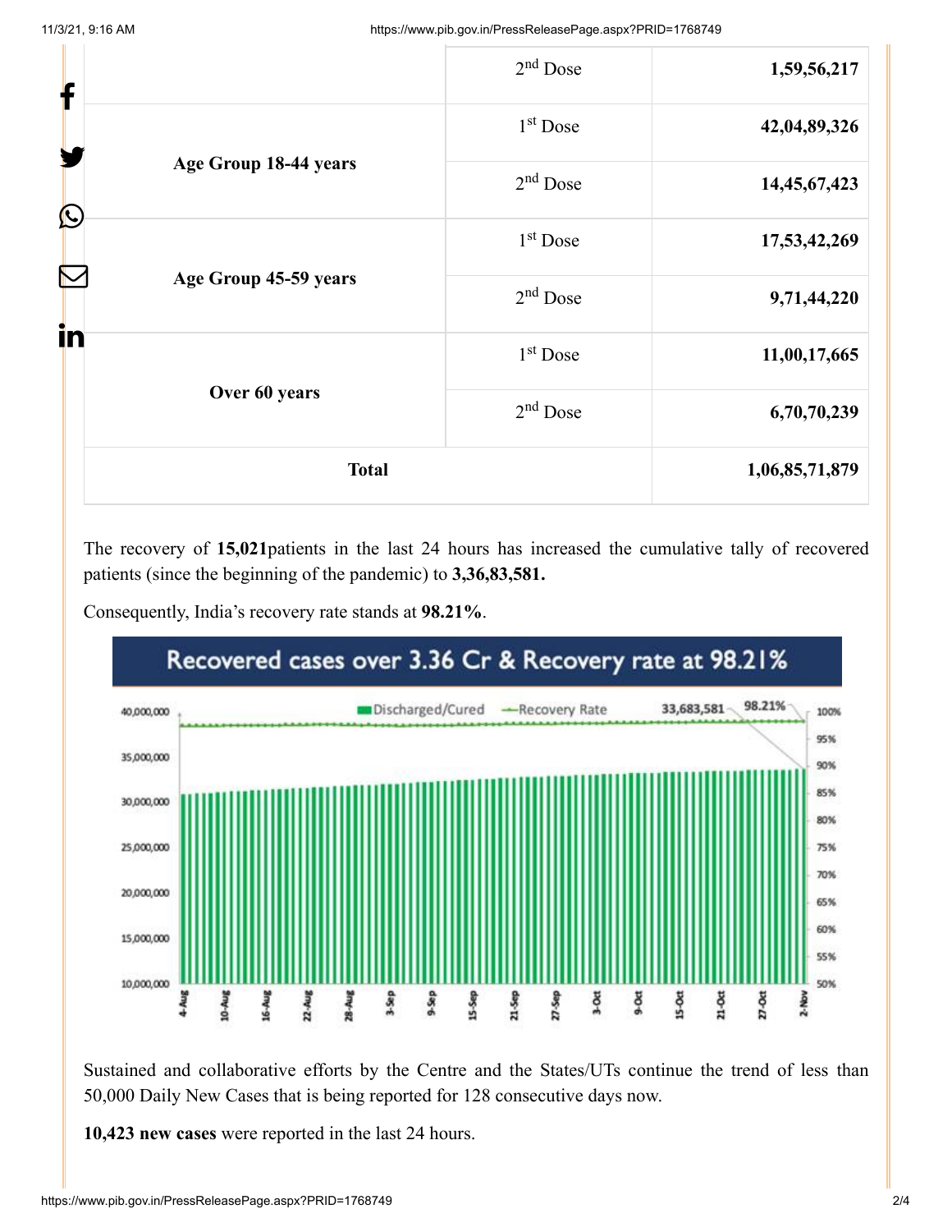| | | |
|---|---|---|
| | 2nd Dose | **1,59,56,217** |
| **Age Group 18-44 years** | 1st Dose | **42,04,89,326** |
| | 2nd Dose | **14,45,67,423** |
| **Age Group 45-59 years** | 1st Dose | **17,53,42,269** |
| | 2nd Dose | **9,71,44,220** |
| **Over 60 years** | 1st Dose | **11,00,17,665** |
| | 2nd Dose | **6,70,70,239** |
| **Total** | | **1,06,85,71,879** |

The recovery of **15,021**patients in the last 24 hours has increased the cumulative tally of recovered patients (since the beginning of the pandemic) to **3,36,83,581.**

Consequently, India's recovery rate stands at **98.21%**.

Recovered cases over 3.36 Cr & Recovery rate at 98.21%

Sustained and collaborative efforts by the Centre and the States/UTs continue the trend of less than 50,000 Daily New Cases that is being reported for 128 consecutive days now.

**10,423 new cases** were reported in the last 24 hours.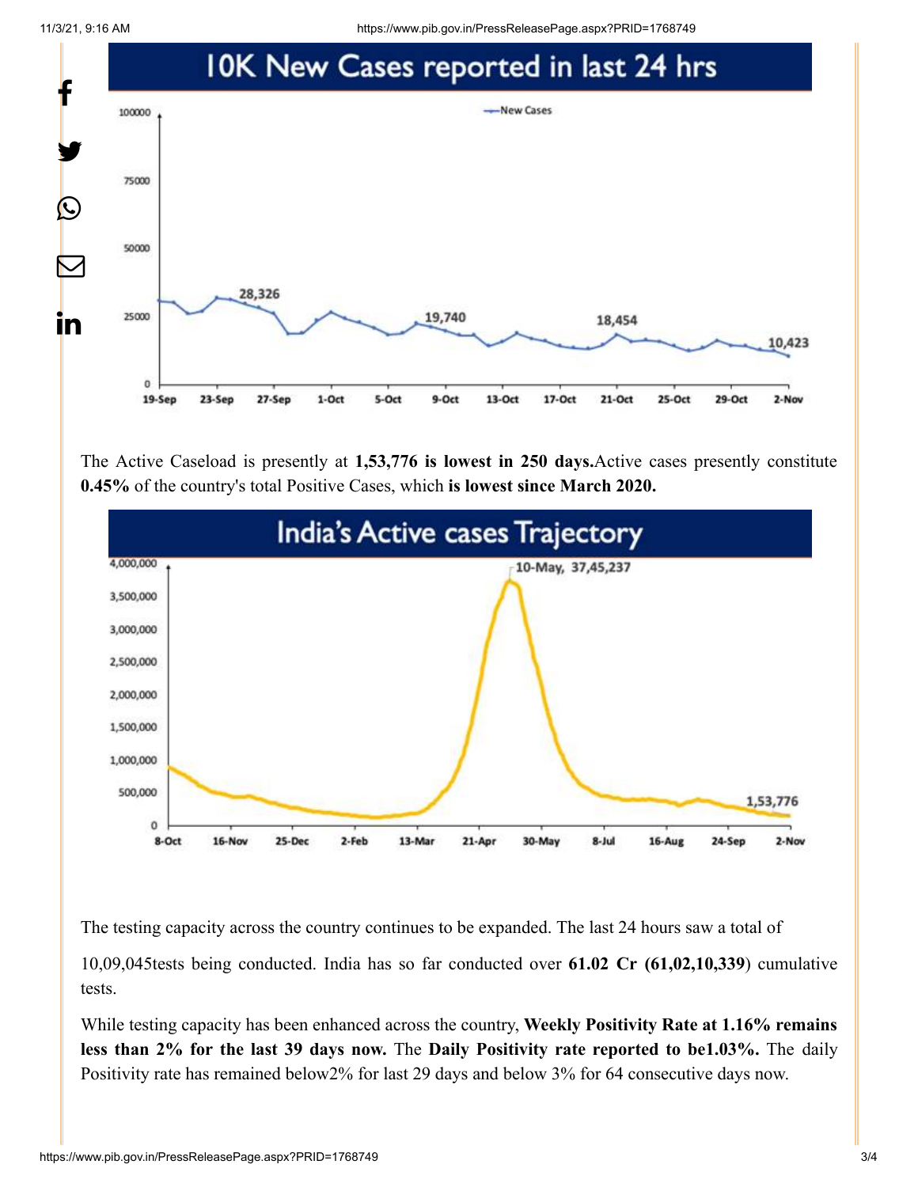## 10K New Cases reported in last 24 hrs

The Active Caseload is presently at **1,53,776 is lowest in 250 days.**Active cases presently constitute **0.45%** of the country's total Positive Cases, which **is lowest since March 2020.**

## India's Active cases Trajectory

The testing capacity across the country continues to be expanded. The last 24 hours saw a total of

10,09,045tests being conducted. India has so far conducted over **61.02 Cr (61,02,10,339**) cumulative tests.

While testing capacity has been enhanced across the country, **Weekly Positivity Rate at 1.16% remains less than 2% for the last 39 days now.** The **Daily Positivity rate reported to be1.03%.** The daily Positivity rate has remained below2% for last 29 days and below 3% for 64 consecutive days now.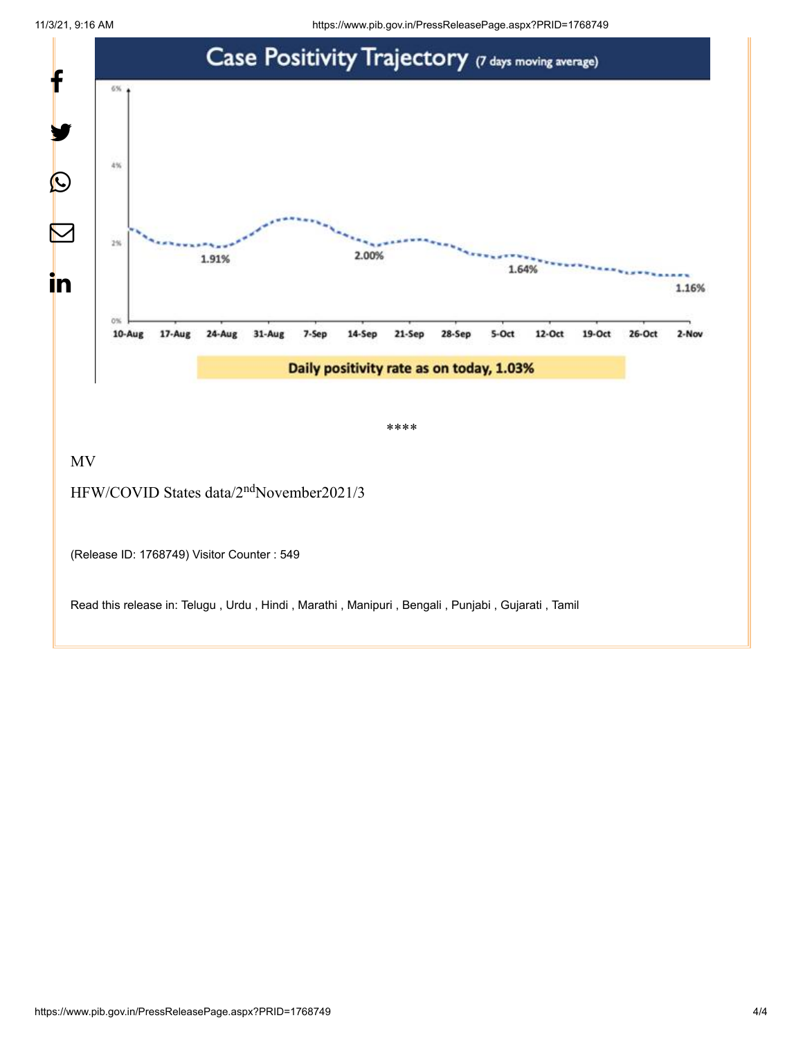Case Positivity Trajectory (7 days moving average)

6%
4%
2%
0%

1.91%
2.00%
1.64%
1.16%

10-Aug 17-Aug 24-Aug 31-Aug 7-Sep 14-Sep 21-Sep 28-Sep 5-Oct 12-Oct 19-Oct 26-Oct 2-Nov

Daily positivity rate as on today, 1.03%

****

MV

HFW/COVID States data/2nd November2021/3

(Release ID: 1768749) Visitor Counter : 549

Read this release in: Telugu , Urdu , Hindi , Marathi , Manipuri , Bengali , Punjabi , Gujarati , Tamil